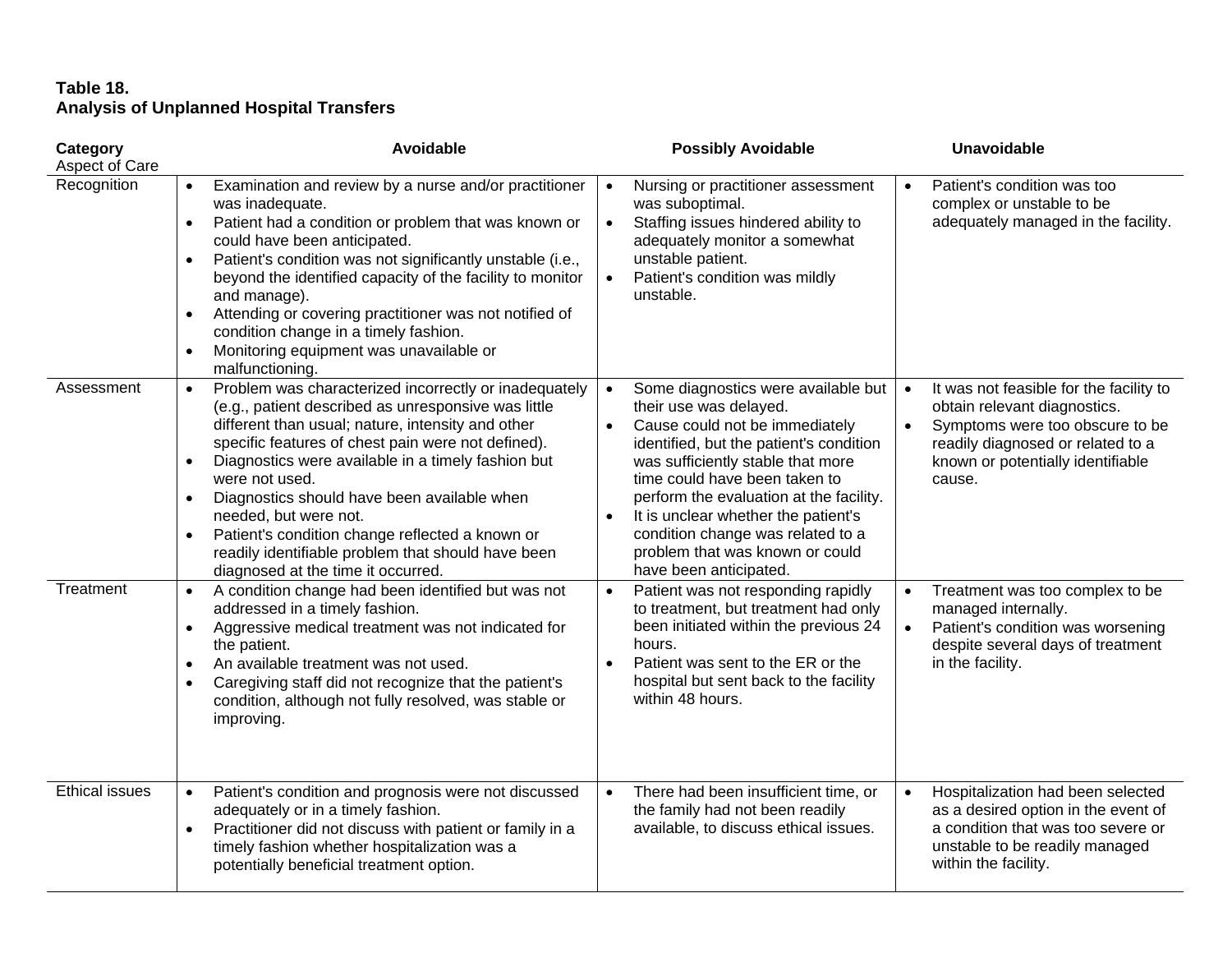**Table 18.**
**Analysis of Unplanned Hospital Transfers**

| **Category**<br>Aspect of Care | **Avoidable** | **Possibly Avoidable** | **Unavoidable** |
|---|---|---|---|
| Recognition | • Examination and review by a nurse and/or practitioner was inadequate.<br>• Patient had a condition or problem that was known or could have been anticipated.<br>• Patient's condition was not significantly unstable (i.e., beyond the identified capacity of the facility to monitor and manage).<br>• Attending or covering practitioner was not notified of condition change in a timely fashion.<br>• Monitoring equipment was unavailable or malfunctioning. | • Nursing or practitioner assessment was suboptimal.<br>• Staffing issues hindered ability to adequately monitor a somewhat unstable patient.<br>• Patient's condition was mildly unstable. | • Patient's condition was too complex or unstable to be adequately managed in the facility. |
| Assessment | • Problem was characterized incorrectly or inadequately (e.g., patient described as unresponsive was little different than usual; nature, intensity and other specific features of chest pain were not defined).<br>• Diagnostics were available in a timely fashion but were not used.<br>• Diagnostics should have been available when needed, but were not.<br>• Patient's condition change reflected a known or readily identifiable problem that should have been diagnosed at the time it occurred. | • Some diagnostics were available but their use was delayed.<br>• Cause could not be immediately identified, but the patient's condition was sufficiently stable that more time could have been taken to perform the evaluation at the facility.<br>• It is unclear whether the patient's condition change was related to a problem that was known or could have been anticipated. | • It was not feasible for the facility to obtain relevant diagnostics.<br>• Symptoms were too obscure to be readily diagnosed or related to a known or potentially identifiable cause. |
| Treatment | • A condition change had been identified but was not addressed in a timely fashion.<br>• Aggressive medical treatment was not indicated for the patient.<br>• An available treatment was not used.<br>• Caregiving staff did not recognize that the patient's condition, although not fully resolved, was stable or improving. | • Patient was not responding rapidly to treatment, but treatment had only been initiated within the previous 24 hours.<br>• Patient was sent to the ER or the hospital but sent back to the facility within 48 hours. | • Treatment was too complex to be managed internally.<br>• Patient's condition was worsening despite several days of treatment in the facility. |
| Ethical issues | • Patient's condition and prognosis were not discussed adequately or in a timely fashion.<br>• Practitioner did not discuss with patient or family in a timely fashion whether hospitalization was a potentially beneficial treatment option. | • There had been insufficient time, or the family had not been readily available, to discuss ethical issues. | • Hospitalization had been selected as a desired option in the event of a condition that was too severe or unstable to be readily managed within the facility. |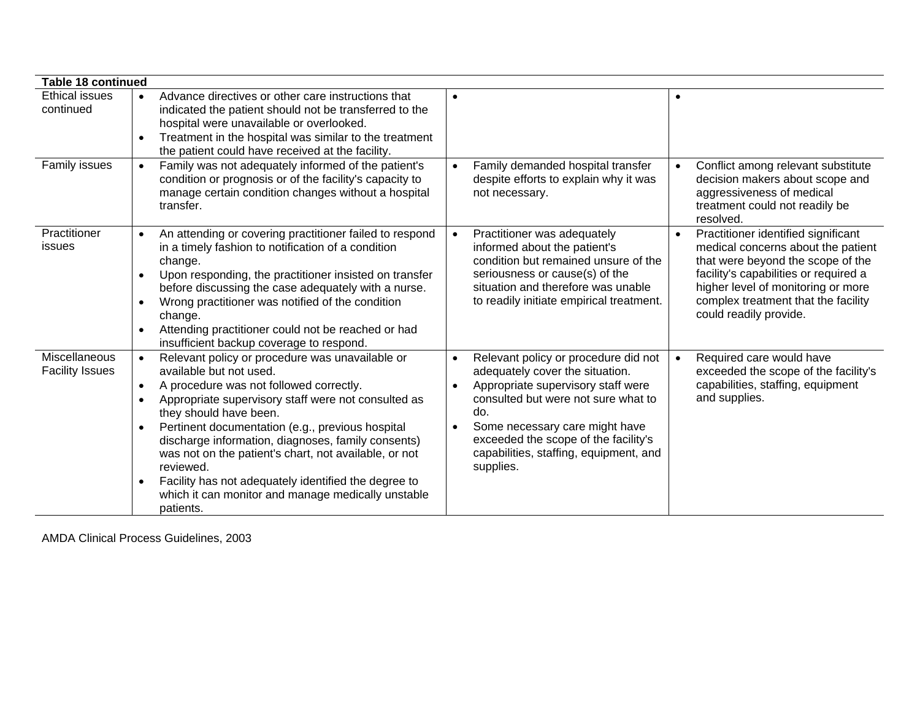**Table 18 continued**

| | | | |
|---|---|---|---|
| Ethical issues continued | • Advance directives or other care instructions that indicated the patient should not be transferred to the hospital were unavailable or overlooked.<br>• Treatment in the hospital was similar to the treatment the patient could have received at the facility. | • | • |
| Family issues | • Family was not adequately informed of the patient's condition or prognosis or of the facility's capacity to manage certain condition changes without a hospital transfer. | • Family demanded hospital transfer despite efforts to explain why it was not necessary. | • Conflict among relevant substitute decision makers about scope and aggressiveness of medical treatment could not readily be resolved. |
| Practitioner issues | • An attending or covering practitioner failed to respond in a timely fashion to notification of a condition change.<br>• Upon responding, the practitioner insisted on transfer before discussing the case adequately with a nurse.<br>• Wrong practitioner was notified of the condition change.<br>• Attending practitioner could not be reached or had insufficient backup coverage to respond. | • Practitioner was adequately informed about the patient's condition but remained unsure of the seriousness or cause(s) of the situation and therefore was unable to readily initiate empirical treatment. | • Practitioner identified significant medical concerns about the patient that were beyond the scope of the facility's capabilities or required a higher level of monitoring or more complex treatment that the facility could readily provide. |
| Miscellaneous Facility Issues | • Relevant policy or procedure was unavailable or available but not used.<br>• A procedure was not followed correctly.<br>• Appropriate supervisory staff were not consulted as they should have been.<br>• Pertinent documentation (e.g., previous hospital discharge information, diagnoses, family consents) was not on the patient's chart, not available, or not reviewed.<br>• Facility has not adequately identified the degree to which it can monitor and manage medically unstable patients. | • Relevant policy or procedure did not adequately cover the situation.<br>• Appropriate supervisory staff were consulted but were not sure what to do.<br>• Some necessary care might have exceeded the scope of the facility's capabilities, staffing, equipment, and supplies. | • Required care would have exceeded the scope of the facility's capabilities, staffing, equipment and supplies. |

AMDA Clinical Process Guidelines, 2003